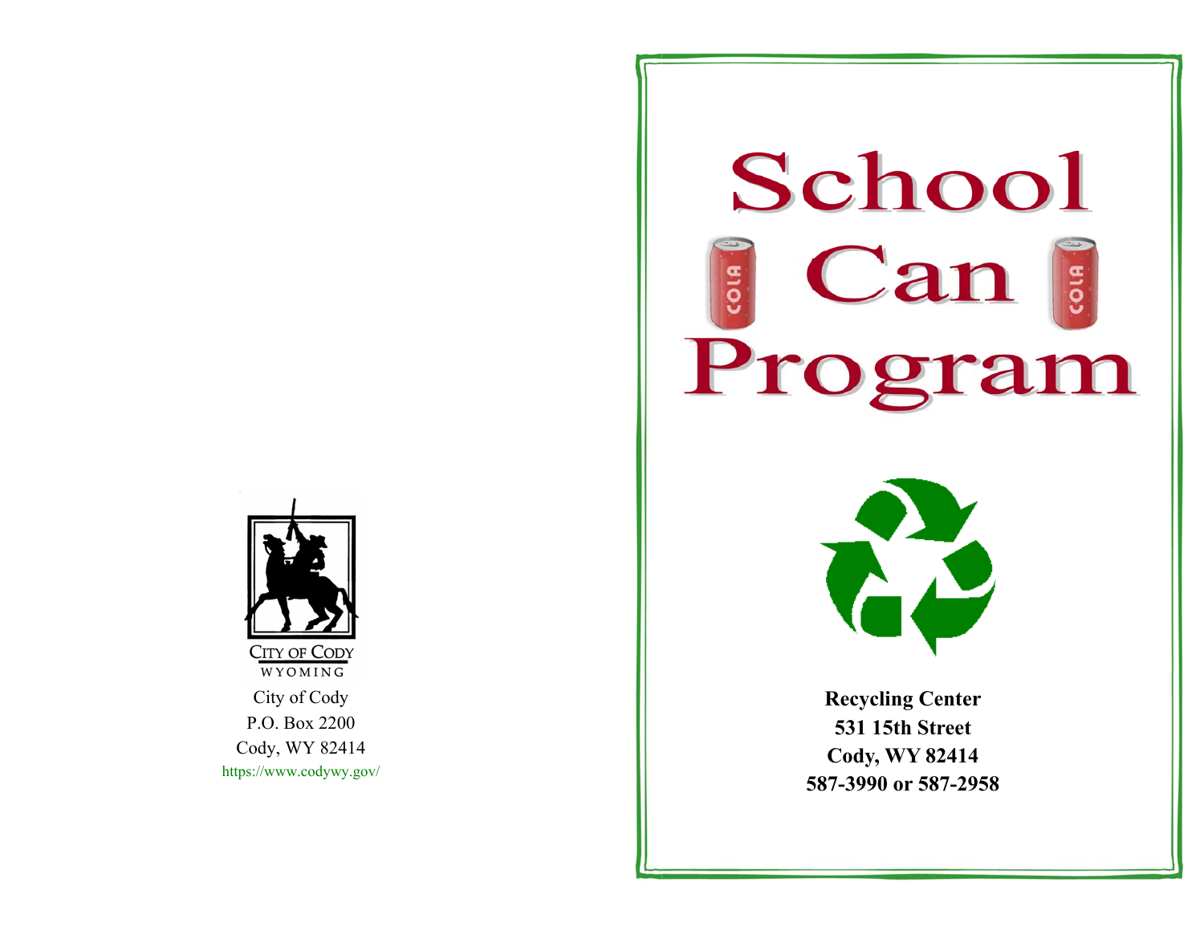CITY OF CODY
WYOMING

City of Cody
P.O. Box 2200
Cody, WY 82414
https://www.codywy.gov/

# School Can Program

**Recycling Center**
**531 15th Street**
**Cody, WY 82414**
**587-3990 or 587-2958**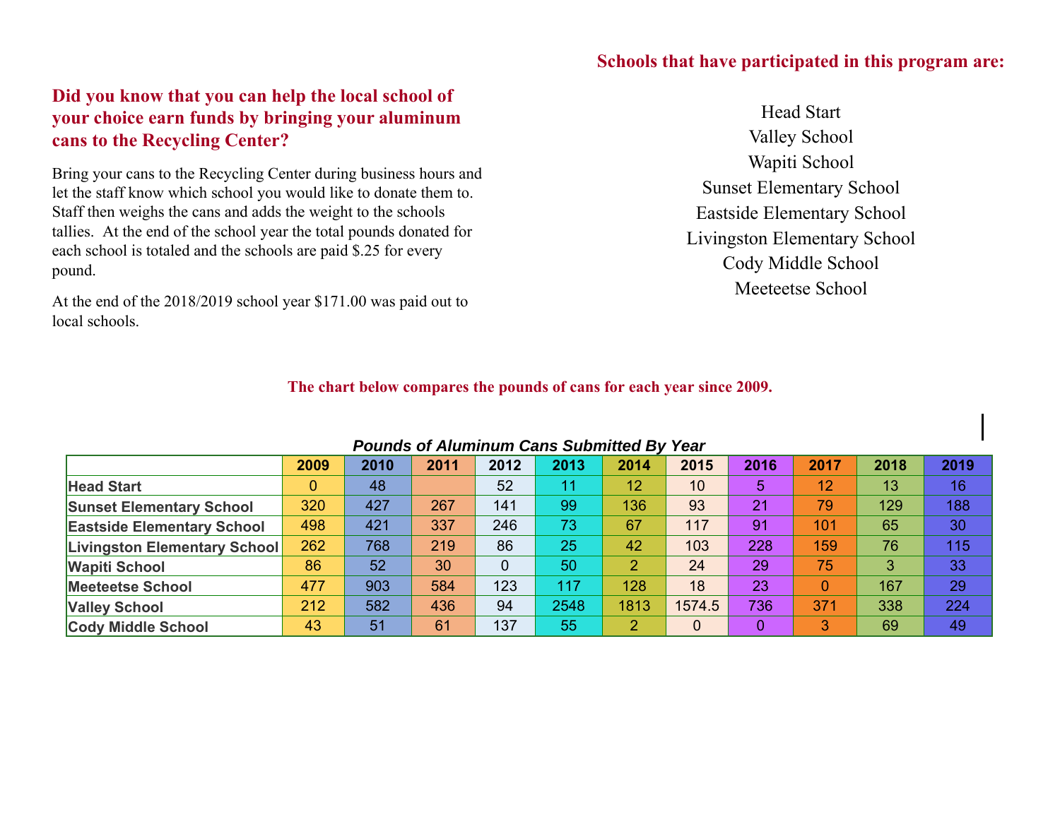## Did you know that you can help the local school of your choice earn funds by bringing your aluminum cans to the Recycling Center?

Bring your cans to the Recycling Center during business hours and let the staff know which school you would like to donate them to. Staff then weighs the cans and adds the weight to the schools tallies. At the end of the school year the total pounds donated for each school is totaled and the schools are paid $.25 for every pound.

At the end of the 2018/2019 school year $171.00 was paid out to local schools.

## Schools that have participated in this program are:

Head Start
Valley School
Wapiti School
Sunset Elementary School
Eastside Elementary School
Livingston Elementary School
Cody Middle School
Meeteetse School

### The chart below compares the pounds of cans for each year since 2009.

***Pounds of Aluminum Cans Submitted By Year***

| | 2009 | 2010 | 2011 | 2012 | 2013 | 2014 | 2015 | 2016 | 2017 | 2018 | 2019 |
|---|---|---|---|---|---|---|---|---|---|---|---|
| **Head Start** | 0 | 48 | | 52 | 11 | 12 | 10 | 5 | 12 | 13 | 16 |
| **Sunset Elementary School** | 320 | 427 | 267 | 141 | 99 | 136 | 93 | 21 | 79 | 129 | 188 |
| **Eastside Elementary School** | 498 | 421 | 337 | 246 | 73 | 67 | 117 | 91 | 101 | 65 | 30 |
| **Livingston Elementary School** | 262 | 768 | 219 | 86 | 25 | 42 | 103 | 228 | 159 | 76 | 115 |
| **Wapiti School** | 86 | 52 | 30 | 0 | 50 | 2 | 24 | 29 | 75 | 3 | 33 |
| **Meeteetse School** | 477 | 903 | 584 | 123 | 117 | 128 | 18 | 23 | 0 | 167 | 29 |
| **Valley School** | 212 | 582 | 436 | 94 | 2548 | 1813 | 1574.5 | 736 | 371 | 338 | 224 |
| **Cody Middle School** | 43 | 51 | 61 | 137 | 55 | 2 | 0 | 0 | 3 | 69 | 49 |